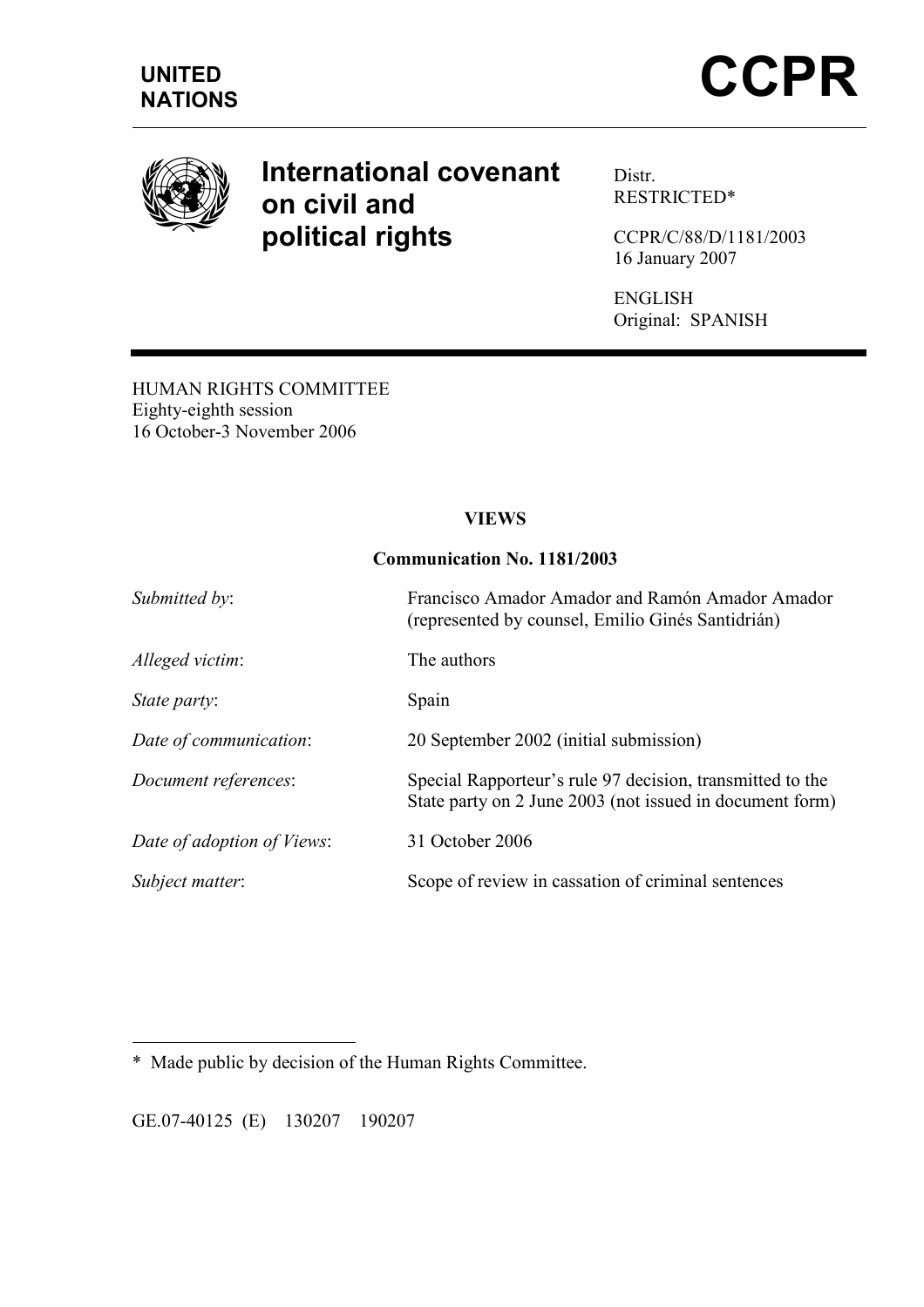**UNITED NATIONS**

# CCPR

## International covenant on civil and political rights

Distr.
RESTRICTED*

CCPR/C/88/D/1181/2003
16 January 2007

ENGLISH
Original: SPANISH

HUMAN RIGHTS COMMITTEE
Eighty-eighth session
16 October-3 November 2006

**VIEWS**

**Communication No. 1181/2003**

| | |
|---|---|
| *Submitted by*: | Francisco Amador Amador and Ramón Amador Amador (represented by counsel, Emilio Ginés Santidrián) |
| *Alleged victim*: | The authors |
| *State party*: | Spain |
| *Date of communication*: | 20 September 2002 (initial submission) |
| *Document references*: | Special Rapporteur's rule 97 decision, transmitted to the State party on 2 June 2003 (not issued in document form) |
| *Date of adoption of Views*: | 31 October 2006 |
| *Subject matter*: | Scope of review in cassation of criminal sentences |

\* Made public by decision of the Human Rights Committee.

GE.07-40125 (E) 130207 190207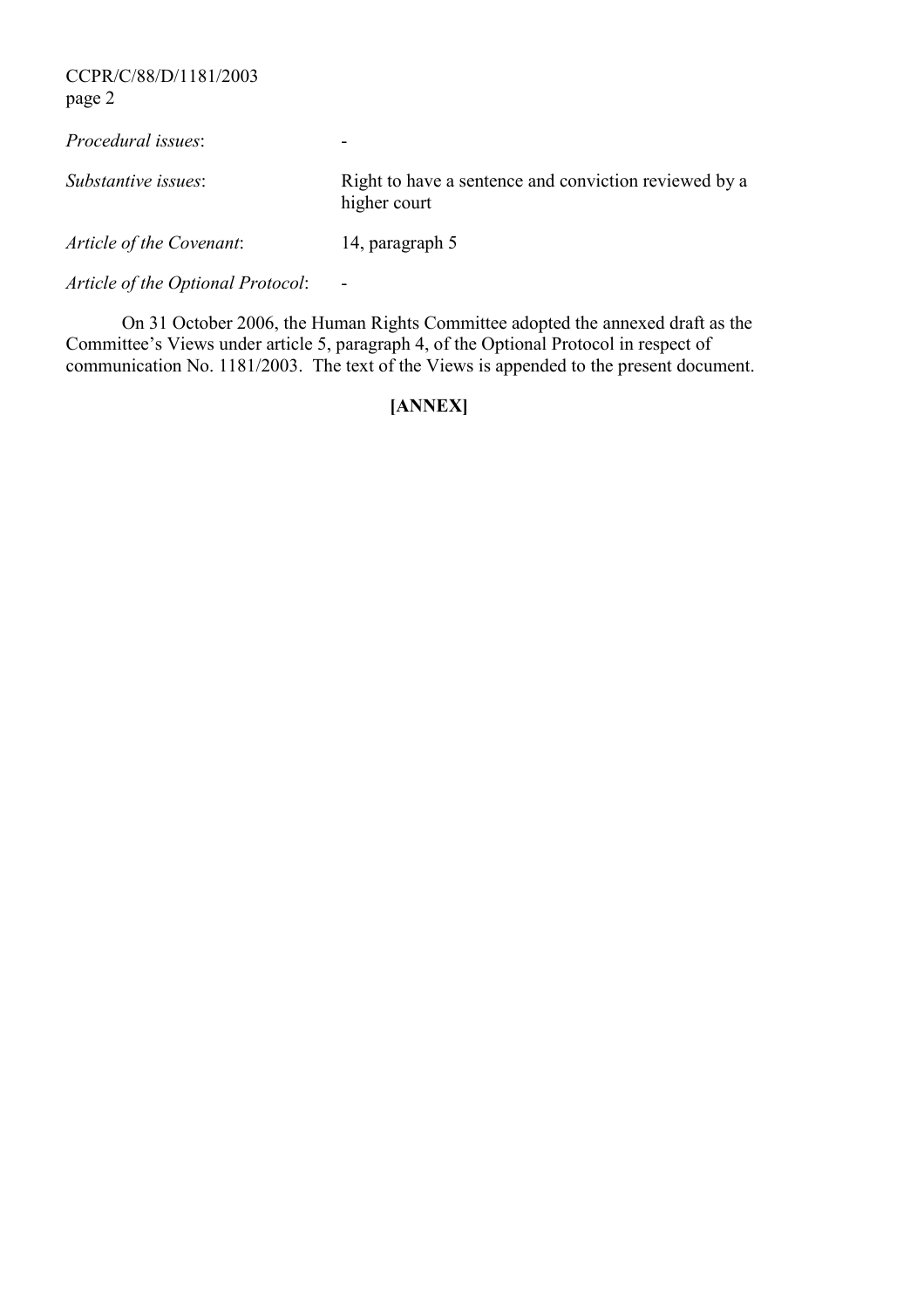*Procedural issues*: -

*Substantive issues*: Right to have a sentence and conviction reviewed by a higher court

*Article of the Covenant*: 14, paragraph 5

*Article of the Optional Protocol*: -

On 31 October 2006, the Human Rights Committee adopted the annexed draft as the Committee's Views under article 5, paragraph 4, of the Optional Protocol in respect of communication No. 1181/2003. The text of the Views is appended to the present document.

**[ANNEX]**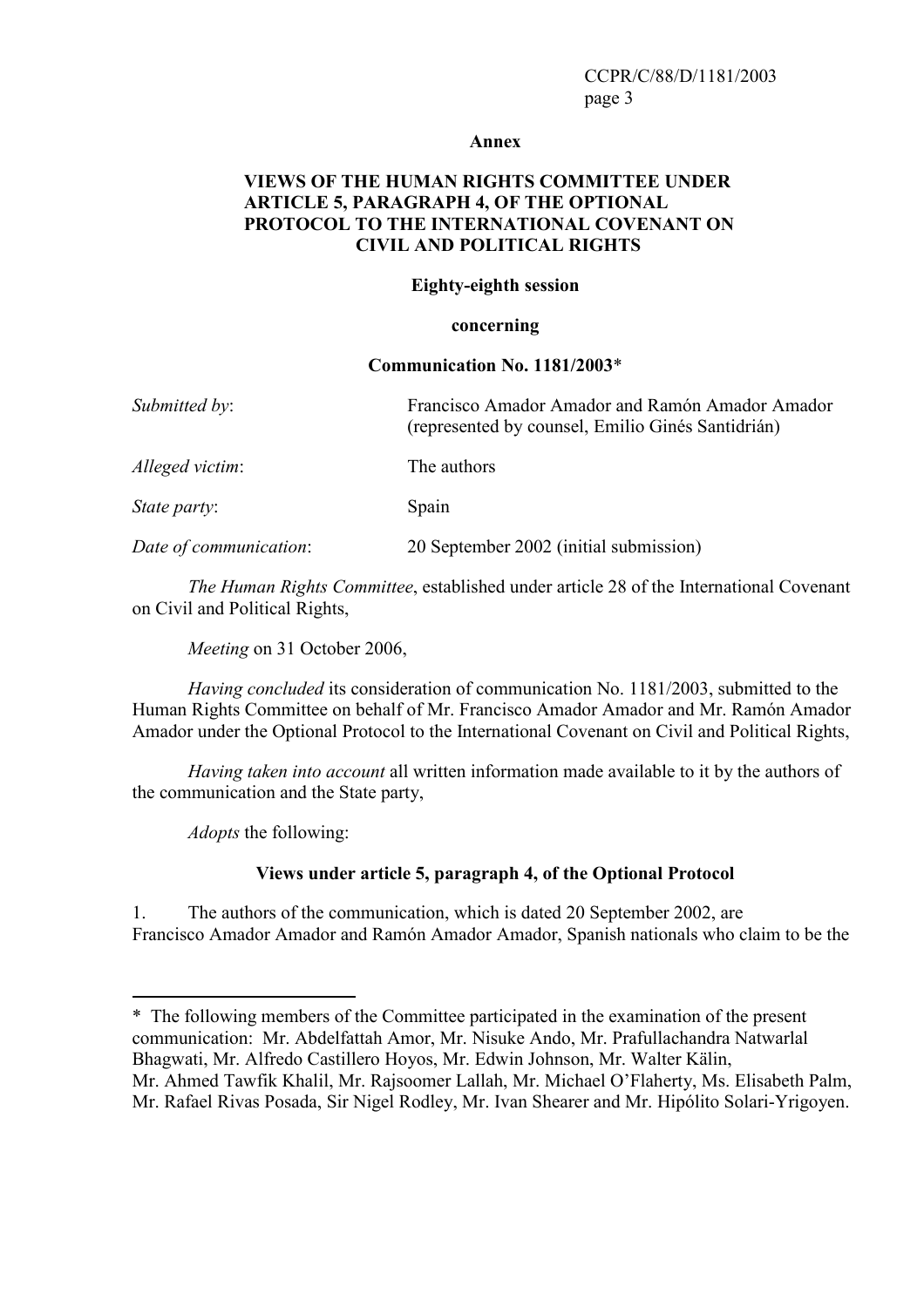**Annex**

**VIEWS OF THE HUMAN RIGHTS COMMITTEE UNDER ARTICLE 5, PARAGRAPH 4, OF THE OPTIONAL PROTOCOL TO THE INTERNATIONAL COVENANT ON CIVIL AND POLITICAL RIGHTS**

**Eighty-eighth session**

**concerning**

**Communication No. 1181/2003***

| | |
|---|---|
| *Submitted by*: | Francisco Amador Amador and Ramón Amador Amador (represented by counsel, Emilio Ginés Santidrián) |
| *Alleged victim*: | The authors |
| *State party*: | Spain |
| *Date of communication*: | 20 September 2002 (initial submission) |

*The Human Rights Committee*, established under article 28 of the International Covenant on Civil and Political Rights,

*Meeting* on 31 October 2006,

*Having concluded* its consideration of communication No. 1181/2003, submitted to the Human Rights Committee on behalf of Mr. Francisco Amador Amador and Mr. Ramón Amador Amador under the Optional Protocol to the International Covenant on Civil and Political Rights,

*Having taken into account* all written information made available to it by the authors of the communication and the State party,

*Adopts* the following:

**Views under article 5, paragraph 4, of the Optional Protocol**

1. The authors of the communication, which is dated 20 September 2002, are Francisco Amador Amador and Ramón Amador Amador, Spanish nationals who claim to be the

---

\* The following members of the Committee participated in the examination of the present communication: Mr. Abdelfattah Amor, Mr. Nisuke Ando, Mr. Prafullachandra Natwarlal Bhagwati, Mr. Alfredo Castillero Hoyos, Mr. Edwin Johnson, Mr. Walter Kälin, Mr. Ahmed Tawfik Khalil, Mr. Rajsoomer Lallah, Mr. Michael O'Flaherty, Ms. Elisabeth Palm, Mr. Rafael Rivas Posada, Sir Nigel Rodley, Mr. Ivan Shearer and Mr. Hipólito Solari-Yrigoyen.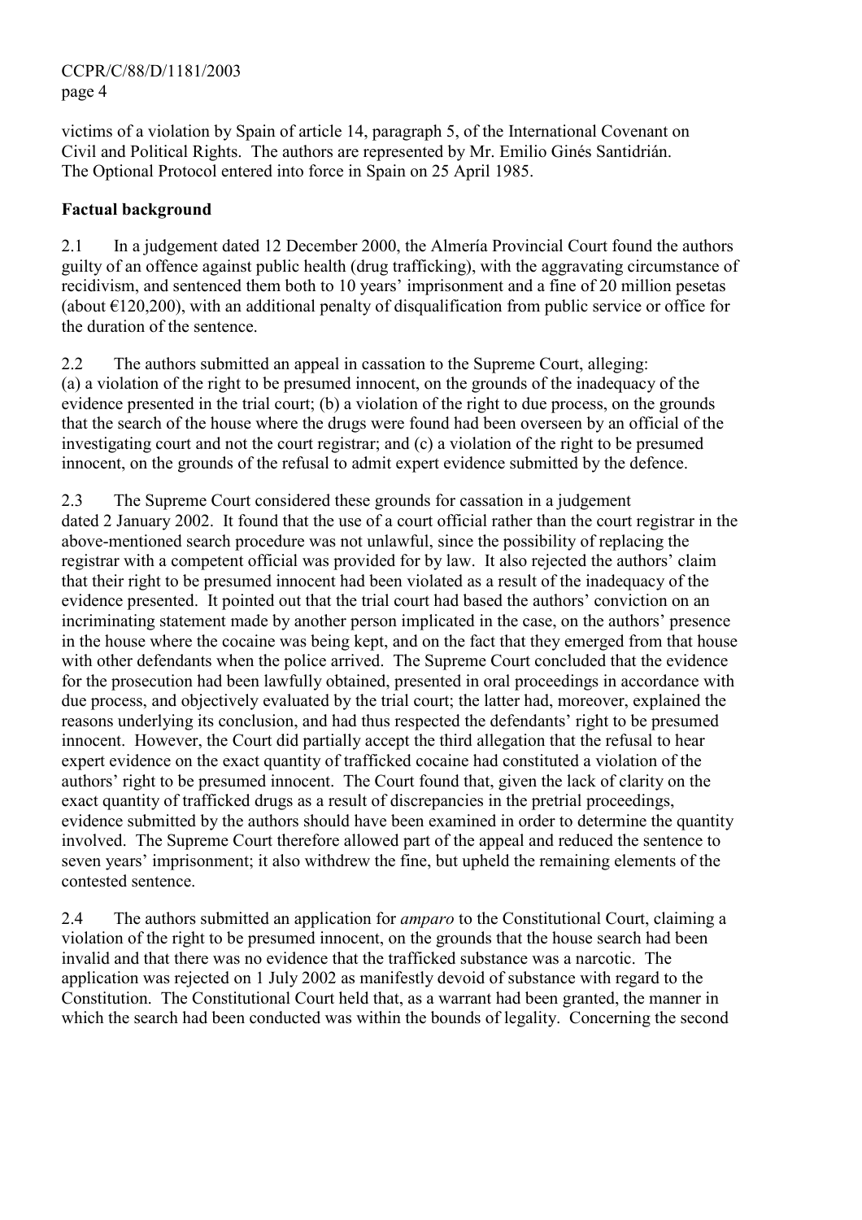victims of a violation by Spain of article 14, paragraph 5, of the International Covenant on Civil and Political Rights. The authors are represented by Mr. Emilio Ginés Santidrián. The Optional Protocol entered into force in Spain on 25 April 1985.

**Factual background**

2.1 In a judgement dated 12 December 2000, the Almería Provincial Court found the authors guilty of an offence against public health (drug trafficking), with the aggravating circumstance of recidivism, and sentenced them both to 10 years' imprisonment and a fine of 20 million pesetas (about €120,200), with an additional penalty of disqualification from public service or office for the duration of the sentence.

2.2 The authors submitted an appeal in cassation to the Supreme Court, alleging: (a) a violation of the right to be presumed innocent, on the grounds of the inadequacy of the evidence presented in the trial court; (b) a violation of the right to due process, on the grounds that the search of the house where the drugs were found had been overseen by an official of the investigating court and not the court registrar; and (c) a violation of the right to be presumed innocent, on the grounds of the refusal to admit expert evidence submitted by the defence.

2.3 The Supreme Court considered these grounds for cassation in a judgement dated 2 January 2002. It found that the use of a court official rather than the court registrar in the above-mentioned search procedure was not unlawful, since the possibility of replacing the registrar with a competent official was provided for by law. It also rejected the authors' claim that their right to be presumed innocent had been violated as a result of the inadequacy of the evidence presented. It pointed out that the trial court had based the authors' conviction on an incriminating statement made by another person implicated in the case, on the authors' presence in the house where the cocaine was being kept, and on the fact that they emerged from that house with other defendants when the police arrived. The Supreme Court concluded that the evidence for the prosecution had been lawfully obtained, presented in oral proceedings in accordance with due process, and objectively evaluated by the trial court; the latter had, moreover, explained the reasons underlying its conclusion, and had thus respected the defendants' right to be presumed innocent. However, the Court did partially accept the third allegation that the refusal to hear expert evidence on the exact quantity of trafficked cocaine had constituted a violation of the authors' right to be presumed innocent. The Court found that, given the lack of clarity on the exact quantity of trafficked drugs as a result of discrepancies in the pretrial proceedings, evidence submitted by the authors should have been examined in order to determine the quantity involved. The Supreme Court therefore allowed part of the appeal and reduced the sentence to seven years' imprisonment; it also withdrew the fine, but upheld the remaining elements of the contested sentence.

2.4 The authors submitted an application for *amparo* to the Constitutional Court, claiming a violation of the right to be presumed innocent, on the grounds that the house search had been invalid and that there was no evidence that the trafficked substance was a narcotic. The application was rejected on 1 July 2002 as manifestly devoid of substance with regard to the Constitution. The Constitutional Court held that, as a warrant had been granted, the manner in which the search had been conducted was within the bounds of legality. Concerning the second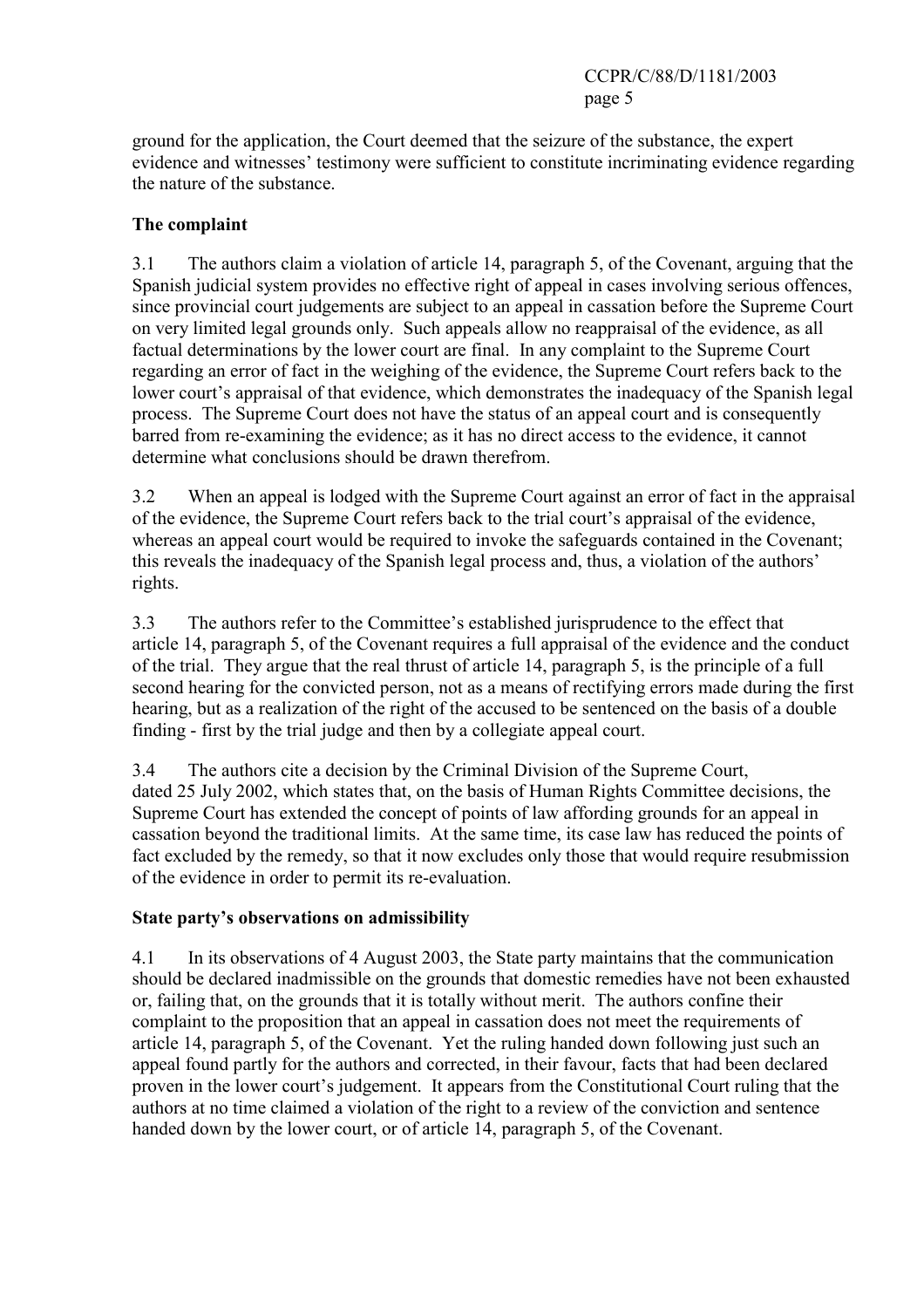ground for the application, the Court deemed that the seizure of the substance, the expert evidence and witnesses' testimony were sufficient to constitute incriminating evidence regarding the nature of the substance.

**The complaint**

3.1 The authors claim a violation of article 14, paragraph 5, of the Covenant, arguing that the Spanish judicial system provides no effective right of appeal in cases involving serious offences, since provincial court judgements are subject to an appeal in cassation before the Supreme Court on very limited legal grounds only. Such appeals allow no reappraisal of the evidence, as all factual determinations by the lower court are final. In any complaint to the Supreme Court regarding an error of fact in the weighing of the evidence, the Supreme Court refers back to the lower court's appraisal of that evidence, which demonstrates the inadequacy of the Spanish legal process. The Supreme Court does not have the status of an appeal court and is consequently barred from re-examining the evidence; as it has no direct access to the evidence, it cannot determine what conclusions should be drawn therefrom.

3.2 When an appeal is lodged with the Supreme Court against an error of fact in the appraisal of the evidence, the Supreme Court refers back to the trial court's appraisal of the evidence, whereas an appeal court would be required to invoke the safeguards contained in the Covenant; this reveals the inadequacy of the Spanish legal process and, thus, a violation of the authors' rights.

3.3 The authors refer to the Committee's established jurisprudence to the effect that article 14, paragraph 5, of the Covenant requires a full appraisal of the evidence and the conduct of the trial. They argue that the real thrust of article 14, paragraph 5, is the principle of a full second hearing for the convicted person, not as a means of rectifying errors made during the first hearing, but as a realization of the right of the accused to be sentenced on the basis of a double finding - first by the trial judge and then by a collegiate appeal court.

3.4 The authors cite a decision by the Criminal Division of the Supreme Court, dated 25 July 2002, which states that, on the basis of Human Rights Committee decisions, the Supreme Court has extended the concept of points of law affording grounds for an appeal in cassation beyond the traditional limits. At the same time, its case law has reduced the points of fact excluded by the remedy, so that it now excludes only those that would require resubmission of the evidence in order to permit its re-evaluation.

**State party's observations on admissibility**

4.1 In its observations of 4 August 2003, the State party maintains that the communication should be declared inadmissible on the grounds that domestic remedies have not been exhausted or, failing that, on the grounds that it is totally without merit. The authors confine their complaint to the proposition that an appeal in cassation does not meet the requirements of article 14, paragraph 5, of the Covenant. Yet the ruling handed down following just such an appeal found partly for the authors and corrected, in their favour, facts that had been declared proven in the lower court's judgement. It appears from the Constitutional Court ruling that the authors at no time claimed a violation of the right to a review of the conviction and sentence handed down by the lower court, or of article 14, paragraph 5, of the Covenant.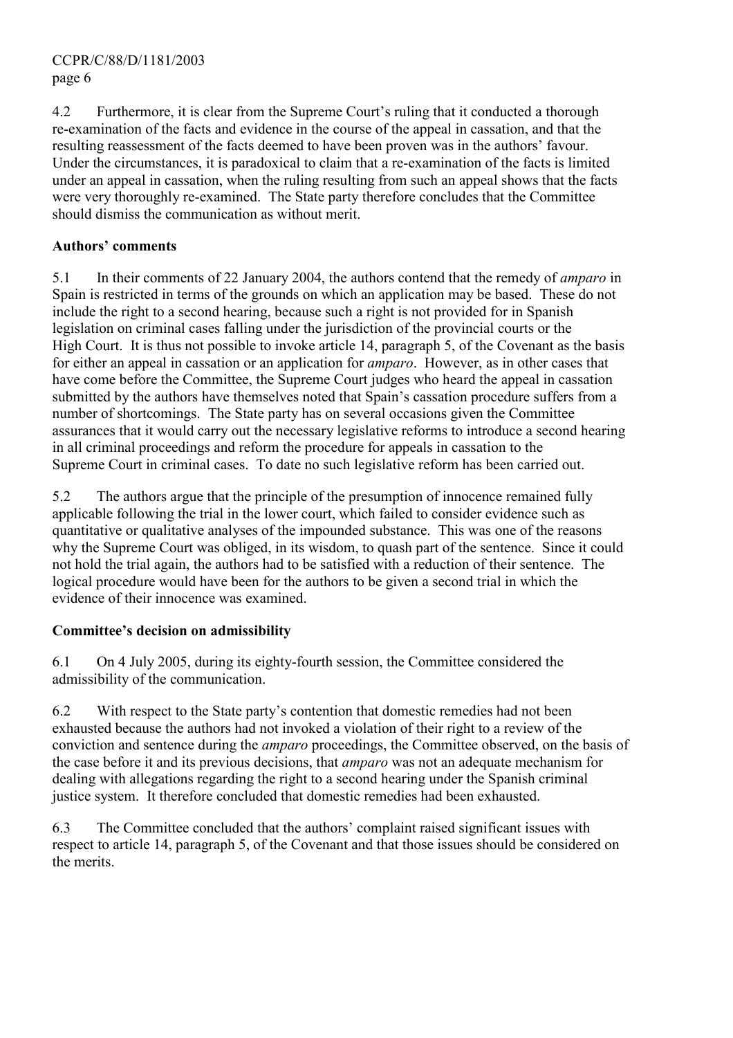4.2 Furthermore, it is clear from the Supreme Court's ruling that it conducted a thorough re-examination of the facts and evidence in the course of the appeal in cassation, and that the resulting reassessment of the facts deemed to have been proven was in the authors' favour. Under the circumstances, it is paradoxical to claim that a re-examination of the facts is limited under an appeal in cassation, when the ruling resulting from such an appeal shows that the facts were very thoroughly re-examined. The State party therefore concludes that the Committee should dismiss the communication as without merit.

**Authors' comments**

5.1 In their comments of 22 January 2004, the authors contend that the remedy of *amparo* in Spain is restricted in terms of the grounds on which an application may be based. These do not include the right to a second hearing, because such a right is not provided for in Spanish legislation on criminal cases falling under the jurisdiction of the provincial courts or the High Court. It is thus not possible to invoke article 14, paragraph 5, of the Covenant as the basis for either an appeal in cassation or an application for *amparo*. However, as in other cases that have come before the Committee, the Supreme Court judges who heard the appeal in cassation submitted by the authors have themselves noted that Spain's cassation procedure suffers from a number of shortcomings. The State party has on several occasions given the Committee assurances that it would carry out the necessary legislative reforms to introduce a second hearing in all criminal proceedings and reform the procedure for appeals in cassation to the Supreme Court in criminal cases. To date no such legislative reform has been carried out.

5.2 The authors argue that the principle of the presumption of innocence remained fully applicable following the trial in the lower court, which failed to consider evidence such as quantitative or qualitative analyses of the impounded substance. This was one of the reasons why the Supreme Court was obliged, in its wisdom, to quash part of the sentence. Since it could not hold the trial again, the authors had to be satisfied with a reduction of their sentence. The logical procedure would have been for the authors to be given a second trial in which the evidence of their innocence was examined.

**Committee's decision on admissibility**

6.1 On 4 July 2005, during its eighty-fourth session, the Committee considered the admissibility of the communication.

6.2 With respect to the State party's contention that domestic remedies had not been exhausted because the authors had not invoked a violation of their right to a review of the conviction and sentence during the *amparo* proceedings, the Committee observed, on the basis of the case before it and its previous decisions, that *amparo* was not an adequate mechanism for dealing with allegations regarding the right to a second hearing under the Spanish criminal justice system. It therefore concluded that domestic remedies had been exhausted.

6.3 The Committee concluded that the authors' complaint raised significant issues with respect to article 14, paragraph 5, of the Covenant and that those issues should be considered on the merits.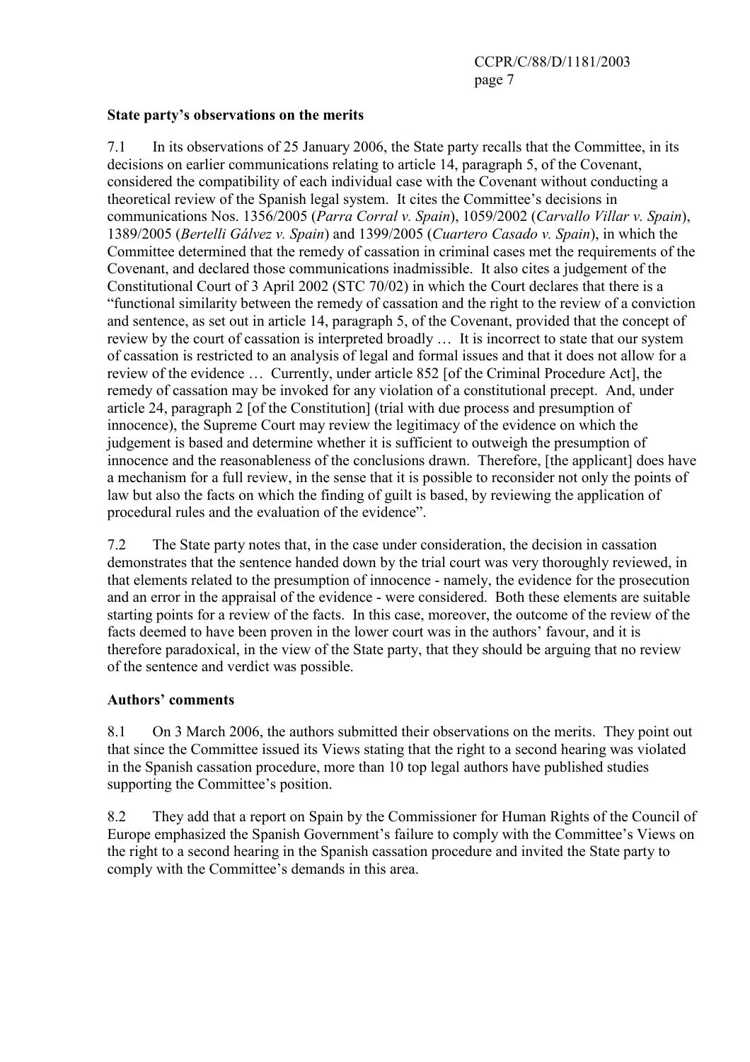**State party's observations on the merits**

7.1 In its observations of 25 January 2006, the State party recalls that the Committee, in its decisions on earlier communications relating to article 14, paragraph 5, of the Covenant, considered the compatibility of each individual case with the Covenant without conducting a theoretical review of the Spanish legal system. It cites the Committee's decisions in communications Nos. 1356/2005 (*Parra Corral v. Spain*), 1059/2002 (*Carvallo Villar v. Spain*), 1389/2005 (*Bertelli Gálvez v. Spain*) and 1399/2005 (*Cuartero Casado v. Spain*), in which the Committee determined that the remedy of cassation in criminal cases met the requirements of the Covenant, and declared those communications inadmissible. It also cites a judgement of the Constitutional Court of 3 April 2002 (STC 70/02) in which the Court declares that there is a "functional similarity between the remedy of cassation and the right to the review of a conviction and sentence, as set out in article 14, paragraph 5, of the Covenant, provided that the concept of review by the court of cassation is interpreted broadly … It is incorrect to state that our system of cassation is restricted to an analysis of legal and formal issues and that it does not allow for a review of the evidence … Currently, under article 852 [of the Criminal Procedure Act], the remedy of cassation may be invoked for any violation of a constitutional precept. And, under article 24, paragraph 2 [of the Constitution] (trial with due process and presumption of innocence), the Supreme Court may review the legitimacy of the evidence on which the judgement is based and determine whether it is sufficient to outweigh the presumption of innocence and the reasonableness of the conclusions drawn. Therefore, [the applicant] does have a mechanism for a full review, in the sense that it is possible to reconsider not only the points of law but also the facts on which the finding of guilt is based, by reviewing the application of procedural rules and the evaluation of the evidence".

7.2 The State party notes that, in the case under consideration, the decision in cassation demonstrates that the sentence handed down by the trial court was very thoroughly reviewed, in that elements related to the presumption of innocence - namely, the evidence for the prosecution and an error in the appraisal of the evidence - were considered. Both these elements are suitable starting points for a review of the facts. In this case, moreover, the outcome of the review of the facts deemed to have been proven in the lower court was in the authors' favour, and it is therefore paradoxical, in the view of the State party, that they should be arguing that no review of the sentence and verdict was possible.

**Authors' comments**

8.1 On 3 March 2006, the authors submitted their observations on the merits. They point out that since the Committee issued its Views stating that the right to a second hearing was violated in the Spanish cassation procedure, more than 10 top legal authors have published studies supporting the Committee's position.

8.2 They add that a report on Spain by the Commissioner for Human Rights of the Council of Europe emphasized the Spanish Government's failure to comply with the Committee's Views on the right to a second hearing in the Spanish cassation procedure and invited the State party to comply with the Committee's demands in this area.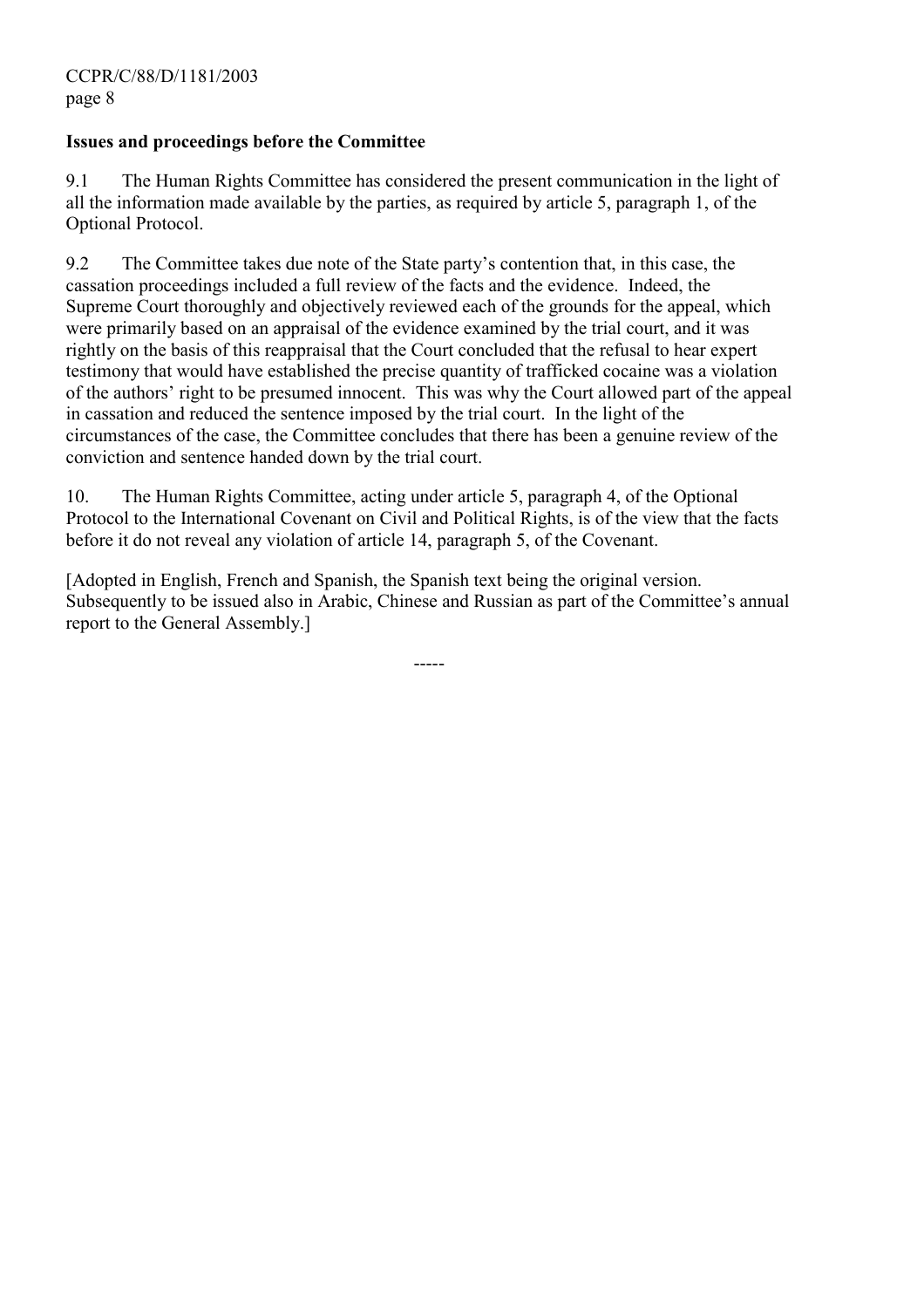**Issues and proceedings before the Committee**

9.1 The Human Rights Committee has considered the present communication in the light of all the information made available by the parties, as required by article 5, paragraph 1, of the Optional Protocol.

9.2 The Committee takes due note of the State party's contention that, in this case, the cassation proceedings included a full review of the facts and the evidence. Indeed, the Supreme Court thoroughly and objectively reviewed each of the grounds for the appeal, which were primarily based on an appraisal of the evidence examined by the trial court, and it was rightly on the basis of this reappraisal that the Court concluded that the refusal to hear expert testimony that would have established the precise quantity of trafficked cocaine was a violation of the authors' right to be presumed innocent. This was why the Court allowed part of the appeal in cassation and reduced the sentence imposed by the trial court. In the light of the circumstances of the case, the Committee concludes that there has been a genuine review of the conviction and sentence handed down by the trial court.

10. The Human Rights Committee, acting under article 5, paragraph 4, of the Optional Protocol to the International Covenant on Civil and Political Rights, is of the view that the facts before it do not reveal any violation of article 14, paragraph 5, of the Covenant.

[Adopted in English, French and Spanish, the Spanish text being the original version. Subsequently to be issued also in Arabic, Chinese and Russian as part of the Committee's annual report to the General Assembly.]

-----